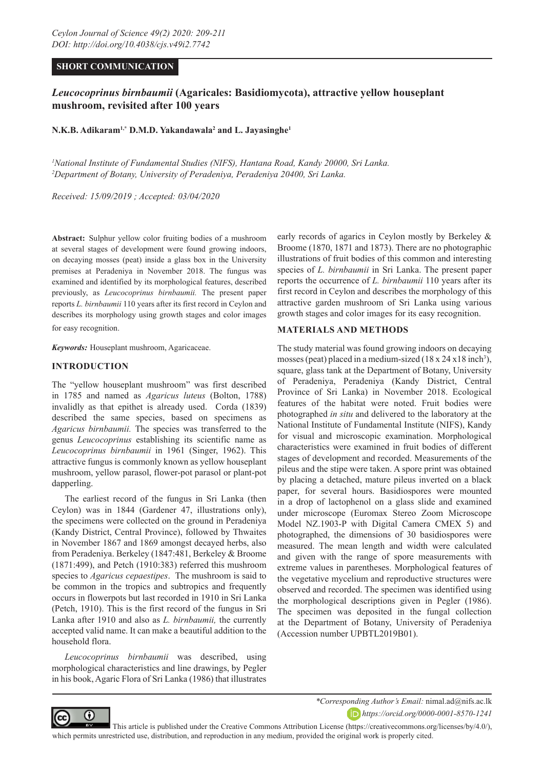**SHORT COMMUNICATION**

# *Leucocoprinus birnbaumii* (Agaricales: Basidiomycota), attractive yellow houseplant mushroom, revisited after 100 years

**N.K.B. Adikaram[1,*] D.M.D. Yakandawala[2] and L. Jayasinghe[1]**

[1]*National Institute of Fundamental Studies (NIFS), Hantana Road, Kandy 20000, Sri Lanka.*
[2]*Department of Botany, University of Peradeniya, Peradeniya 20400, Sri Lanka.*

*Received: 15/09/2019 ; Accepted: 03/04/2020*

**Abstract:** Sulphur yellow color fruiting bodies of a mushroom at several stages of development were found growing indoors, on decaying mosses (peat) inside a glass box in the University premises at Peradeniya in November 2018. The fungus was examined and identified by its morphological features, described previously, as *Leucocoprinus birnbaumii.* The present paper reports *L. birnbaumii* 110 years after its first record in Ceylon and describes its morphology using growth stages and color images for easy recognition.

***Keywords:*** Houseplant mushroom, Agaricaceae.

## INTRODUCTION

The "yellow houseplant mushroom" was first described in 1785 and named as *Agaricus luteus* (Bolton, 1788) invalidly as that epithet is already used. Corda (1839) described the same species, based on specimens as *Agaricus birnbaumii.* The species was transferred to the genus *Leucocoprinus* establishing its scientific name as *Leucocoprinus birnbaumii* in 1961 (Singer, 1962). This attractive fungus is commonly known as yellow houseplant mushroom, yellow parasol, flower-pot parasol or plant-pot dapperling.

The earliest record of the fungus in Sri Lanka (then Ceylon) was in 1844 (Gardener 47, illustrations only), the specimens were collected on the ground in Peradeniya (Kandy District, Central Province), followed by Thwaites in November 1867 and 1869 amongst decayed herbs, also from Peradeniya. Berkeley (1847:481, Berkeley & Broome (1871:499), and Petch (1910:383) referred this mushroom species to *Agaricus cepaestipes*. The mushroom is said to be common in the tropics and subtropics and frequently occurs in flowerpots but last recorded in 1910 in Sri Lanka (Petch, 1910). This is the first record of the fungus in Sri Lanka after 1910 and also as *L. birnbaumii,* the currently accepted valid name. It can make a beautiful addition to the household flora.

*Leucocoprinus birnbaumii* was described, using morphological characteristics and line drawings, by Pegler in his book, Agaric Flora of Sri Lanka (1986) that illustrates early records of agarics in Ceylon mostly by Berkeley & Broome (1870, 1871 and 1873). There are no photographic illustrations of fruit bodies of this common and interesting species of *L. birnbaumii* in Sri Lanka. The present paper reports the occurrence of *L. birnbaumii* 110 years after its first record in Ceylon and describes the morphology of this attractive garden mushroom of Sri Lanka using various growth stages and color images for its easy recognition.

## MATERIALS AND METHODS

The study material was found growing indoors on decaying mosses (peat) placed in a medium-sized (18 x 24 x18 inch$^3$), square, glass tank at the Department of Botany, University of Peradeniya, Peradeniya (Kandy District, Central Province of Sri Lanka) in November 2018. Ecological features of the habitat were noted. Fruit bodies were photographed *in situ* and delivered to the laboratory at the National Institute of Fundamental Institute (NIFS), Kandy for visual and microscopic examination. Morphological characteristics were examined in fruit bodies of different stages of development and recorded. Measurements of the pileus and the stipe were taken. A spore print was obtained by placing a detached, mature pileus inverted on a black paper, for several hours. Basidiospores were mounted in a drop of lactophenol on a glass slide and examined under microscope (Euromax Stereo Zoom Microscope Model NZ.1903-P with Digital Camera CMEX 5) and photographed, the dimensions of 30 basidiospores were measured. The mean length and width were calculated and given with the range of spore measurements with extreme values in parentheses. Morphological features of the vegetative mycelium and reproductive structures were observed and recorded. The specimen was identified using the morphological descriptions given in Pegler (1986). The specimen was deposited in the fungal collection at the Department of Botany, University of Peradeniya (Accession number UPBTL2019B01).

*\*Corresponding Author's Email:* nimal.ad@nifs.ac.lk
*https://orcid.org/0000-0001-8570-1241*

This article is published under the Creative Commons Attribution License (https://creativecommons.org/licenses/by/4.0/), which permits unrestricted use, distribution, and reproduction in any medium, provided the original work is properly cited.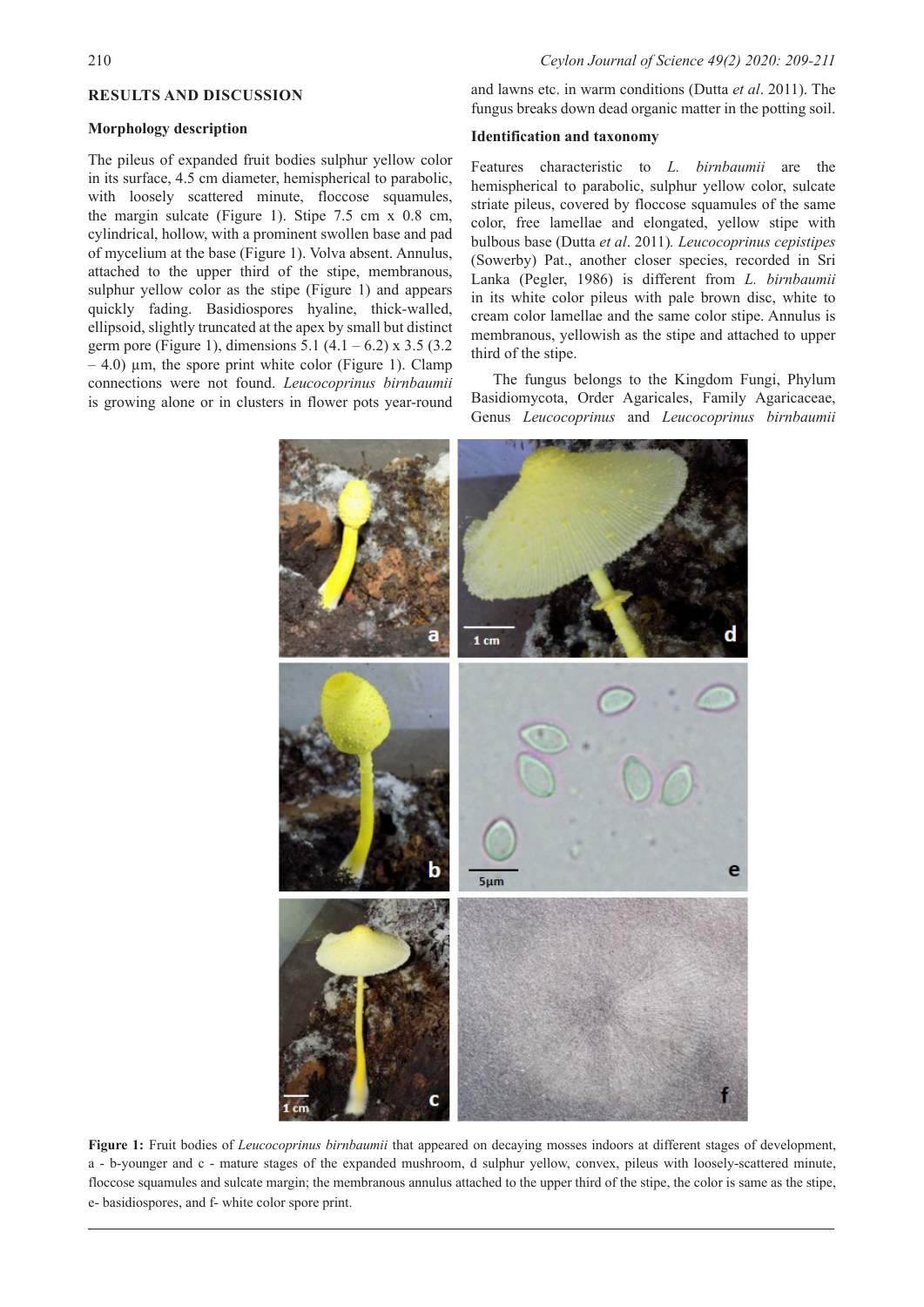## RESULTS AND DISCUSSION

### Morphology description

The pileus of expanded fruit bodies sulphur yellow color in its surface, 4.5 cm diameter, hemispherical to parabolic, with loosely scattered minute, floccose squamules, the margin sulcate (Figure 1). Stipe 7.5 cm x 0.8 cm, cylindrical, hollow, with a prominent swollen base and pad of mycelium at the base (Figure 1). Volva absent. Annulus, attached to the upper third of the stipe, membranous, sulphur yellow color as the stipe (Figure 1) and appears quickly fading. Basidiospores hyaline, thick-walled, ellipsoid, slightly truncated at the apex by small but distinct germ pore (Figure 1), dimensions 5.1 (4.1 – 6.2) x 3.5 (3.2 – 4.0) µm, the spore print white color (Figure 1). Clamp connections were not found. *Leucocoprinus birnbaumii* is growing alone or in clusters in flower pots year-round and lawns etc. in warm conditions (Dutta *et al*. 2011). The fungus breaks down dead organic matter in the potting soil.

### Identification and taxonomy

Features characteristic to *L. birnbaumii* are the hemispherical to parabolic, sulphur yellow color, sulcate striate pileus, covered by floccose squamules of the same color, free lamellae and elongated, yellow stipe with bulbous base (Dutta *et al*. 2011). *Leucocoprinus cepistipes* (Sowerby) Pat., another closer species, recorded in Sri Lanka (Pegler, 1986) is different from *L. birnbaumii* in its white color pileus with pale brown disc, white to cream color lamellae and the same color stipe. Annulus is membranous, yellowish as the stipe and attached to upper third of the stipe.

The fungus belongs to the Kingdom Fungi, Phylum Basidiomycota, Order Agaricales, Family Agaricaceae, Genus *Leucocoprinus* and *Leucocoprinus birnbaumii*

**Figure 1:** Fruit bodies of *Leucocoprinus birnbaumii* that appeared on decaying mosses indoors at different stages of development, a - b-younger and c - mature stages of the expanded mushroom, d sulphur yellow, convex, pileus with loosely-scattered minute, floccose squamules and sulcate margin; the membranous annulus attached to the upper third of the stipe, the color is same as the stipe, e- basidiospores, and f- white color spore print.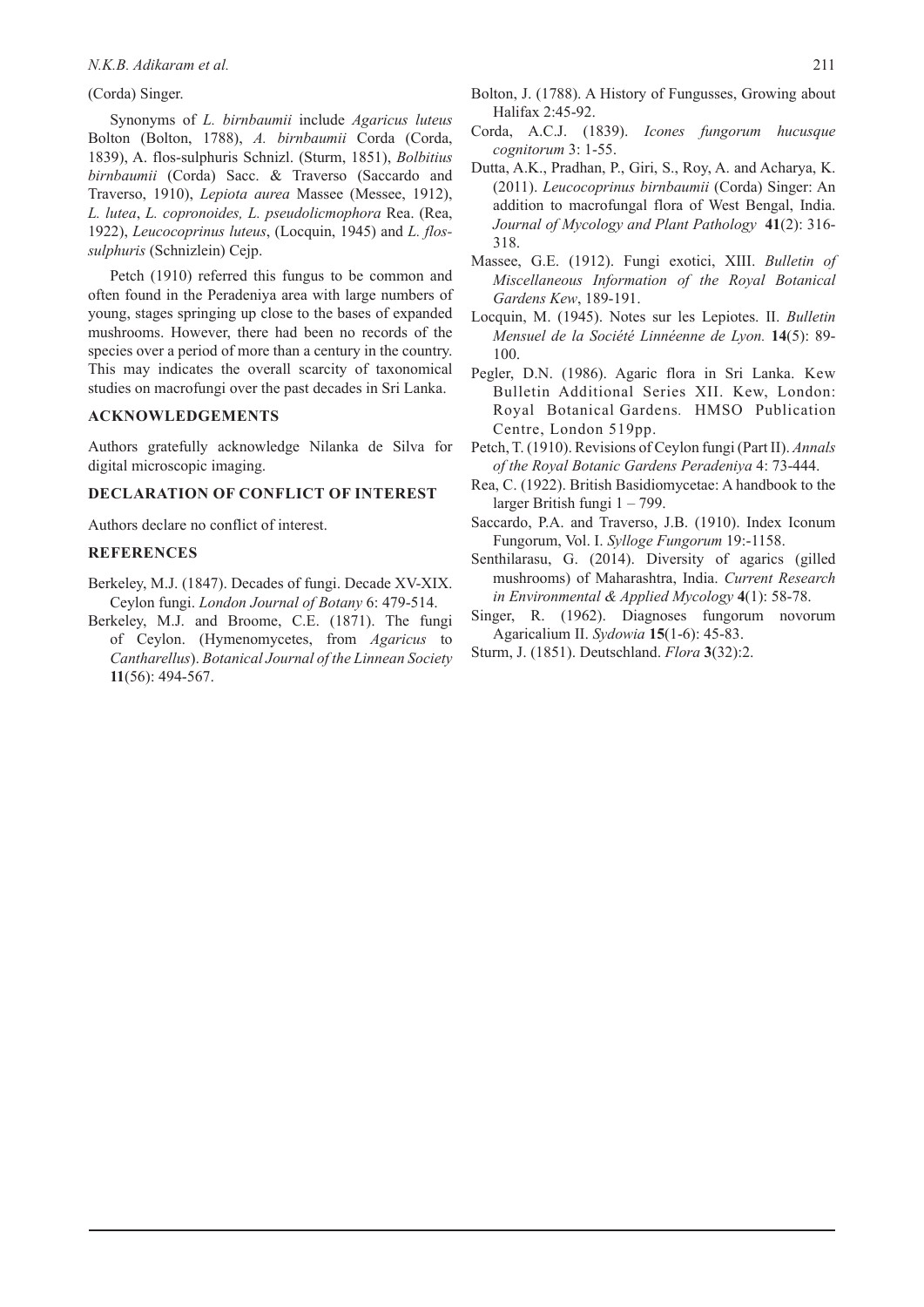(Corda) Singer.

Synonyms of *L. birnbaumii* include *Agaricus luteus* Bolton (Bolton, 1788), *A. birnbaumii* Corda (Corda, 1839), A. flos-sulphuris Schnizl. (Sturm, 1851), *Bolbitius birnbaumii* (Corda) Sacc. & Traverso (Saccardo and Traverso, 1910), *Lepiota aurea* Massee (Messee, 1912), *L. lutea*, *L. copronoides, L. pseudolicmophora* Rea. (Rea, 1922), *Leucocoprinus luteus*, (Locquin, 1945) and *L. flos-sulphuris* (Schnizlein) Cejp.

Petch (1910) referred this fungus to be common and often found in the Peradeniya area with large numbers of young, stages springing up close to the bases of expanded mushrooms. However, there had been no records of the species over a period of more than a century in the country. This may indicates the overall scarcity of taxonomical studies on macrofungi over the past decades in Sri Lanka.

## ACKNOWLEDGEMENTS

Authors gratefully acknowledge Nilanka de Silva for digital microscopic imaging.

## DECLARATION OF CONFLICT OF INTEREST

Authors declare no conflict of interest.

## REFERENCES

Berkeley, M.J. (1847). Decades of fungi. Decade XV-XIX. Ceylon fungi. *London Journal of Botany* 6: 479-514.

Berkeley, M.J. and Broome, C.E. (1871). The fungi of Ceylon. (Hymenomycetes, from *Agaricus* to *Cantharellus*). *Botanical Journal of the Linnean Society* **11**(56): 494-567.

Bolton, J. (1788). A History of Fungusses, Growing about Halifax 2:45-92.

Corda, A.C.J. (1839). *Icones fungorum hucusque cognitorum* 3: 1-55.

Dutta, A.K., Pradhan, P., Giri, S., Roy, A. and Acharya, K. (2011). *Leucocoprinus birnbaumii* (Corda) Singer: An addition to macrofungal flora of West Bengal, India. *Journal of Mycology and Plant Pathology* **41**(2): 316-318.

Massee, G.E. (1912). Fungi exotici, XIII. *Bulletin of Miscellaneous Information of the Royal Botanical Gardens Kew*, 189-191.

Locquin, M. (1945). Notes sur les Lepiotes. II. *Bulletin Mensuel de la Société Linnéenne de Lyon.* **14**(5): 89-100.

Pegler, D.N. (1986). Agaric flora in Sri Lanka. Kew Bulletin Additional Series XII. Kew, London: Royal Botanical Gardens. HMSO Publication Centre, London 519pp.

Petch, T. (1910). Revisions of Ceylon fungi (Part II). *Annals of the Royal Botanic Gardens Peradeniya* 4: 73-444.

Rea, C. (1922). British Basidiomycetae: A handbook to the larger British fungi 1 – 799.

Saccardo, P.A. and Traverso, J.B. (1910). Index Iconum Fungorum, Vol. I. *Sylloge Fungorum* 19:-1158.

Senthilarasu, G. (2014). Diversity of agarics (gilled mushrooms) of Maharashtra, India. *Current Research in Environmental & Applied Mycology* **4**(1): 58-78.

Singer, R. (1962). Diagnoses fungorum novorum Agaricalium II. *Sydowia* **15**(1-6): 45-83.

Sturm, J. (1851). Deutschland. *Flora* **3**(32):2.